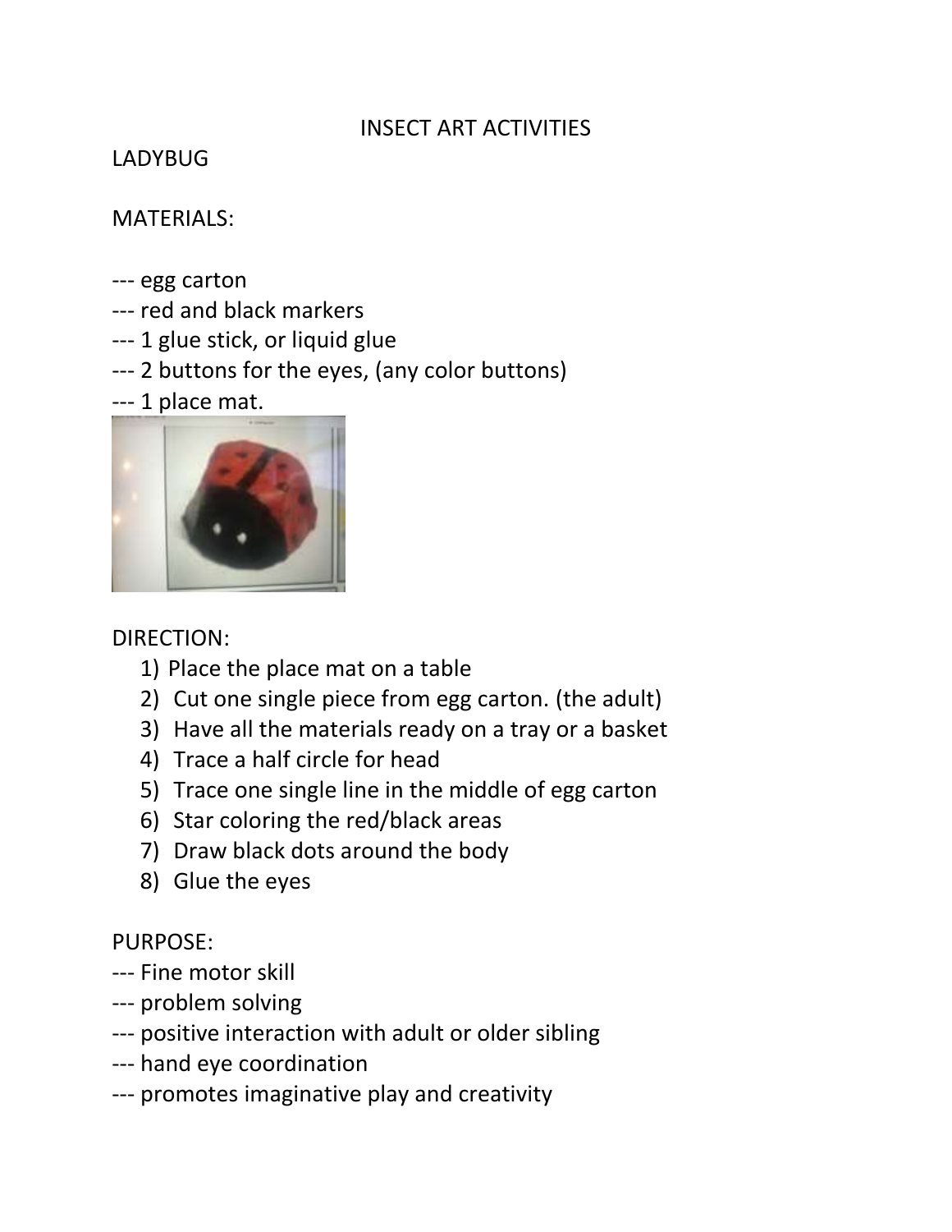# INSECT ART ACTIVITIES

## LADYBUG

MATERIALS:

--- egg carton  
--- red and black markers  
--- 1 glue stick, or liquid glue  
--- 2 buttons for the eyes, (any color buttons)  
--- 1 place mat.

DIRECTION:

1) Place the place mat on a table
2) Cut one single piece from egg carton. (the adult)
3) Have all the materials ready on a tray or a basket
4) Trace a half circle for head
5) Trace one single line in the middle of egg carton
6) Star coloring the red/black areas
7) Draw black dots around the body
8) Glue the eyes

PURPOSE:

--- Fine motor skill  
--- problem solving  
--- positive interaction with adult or older sibling  
--- hand eye coordination  
--- promotes imaginative play and creativity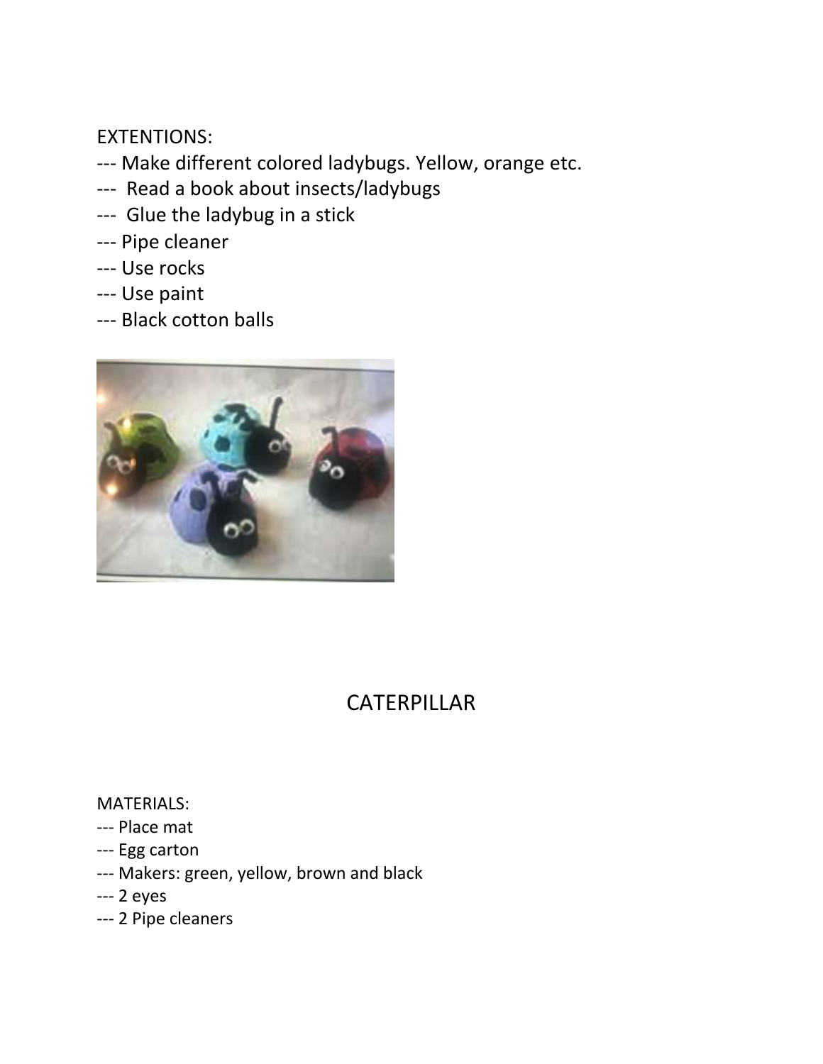EXTENTIONS:

--- Make different colored ladybugs. Yellow, orange etc.
--- Read a book about insects/ladybugs
--- Glue the ladybug in a stick
--- Pipe cleaner
--- Use rocks
--- Use paint
--- Black cotton balls

# CATERPILLAR

MATERIALS:

--- Place mat
--- Egg carton
--- Makers: green, yellow, brown and black
--- 2 eyes
--- 2 Pipe cleaners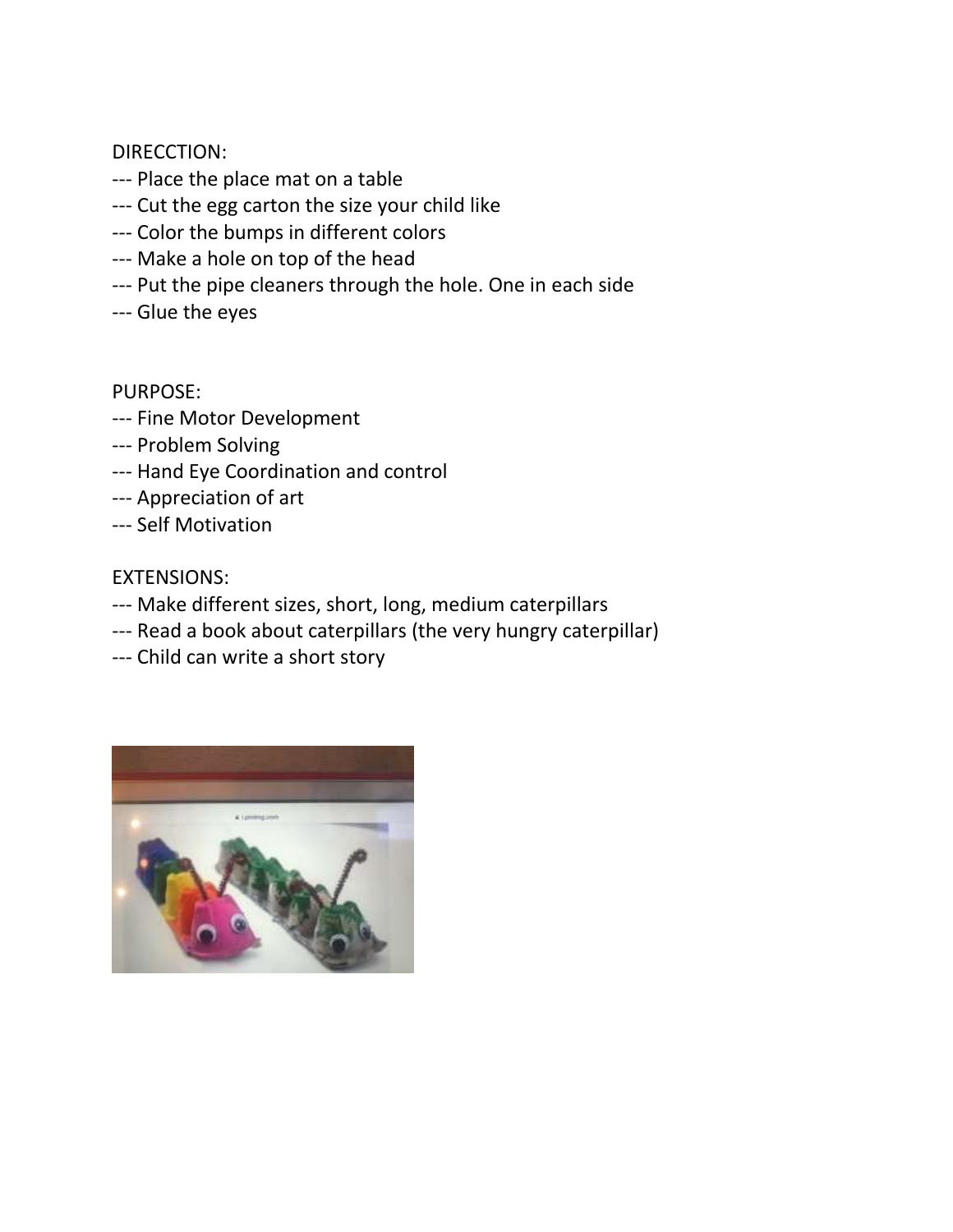DIRECCTION:

--- Place the place mat on a table

--- Cut the egg carton the size your child like

--- Color the bumps in different colors

--- Make a hole on top of the head

--- Put the pipe cleaners through the hole. One in each side

--- Glue the eyes

PURPOSE:

--- Fine Motor Development

--- Problem Solving

--- Hand Eye Coordination and control

--- Appreciation of art

--- Self Motivation

EXTENSIONS:

--- Make different sizes, short, long, medium caterpillars

--- Read a book about caterpillars (the very hungry caterpillar)

--- Child can write a short story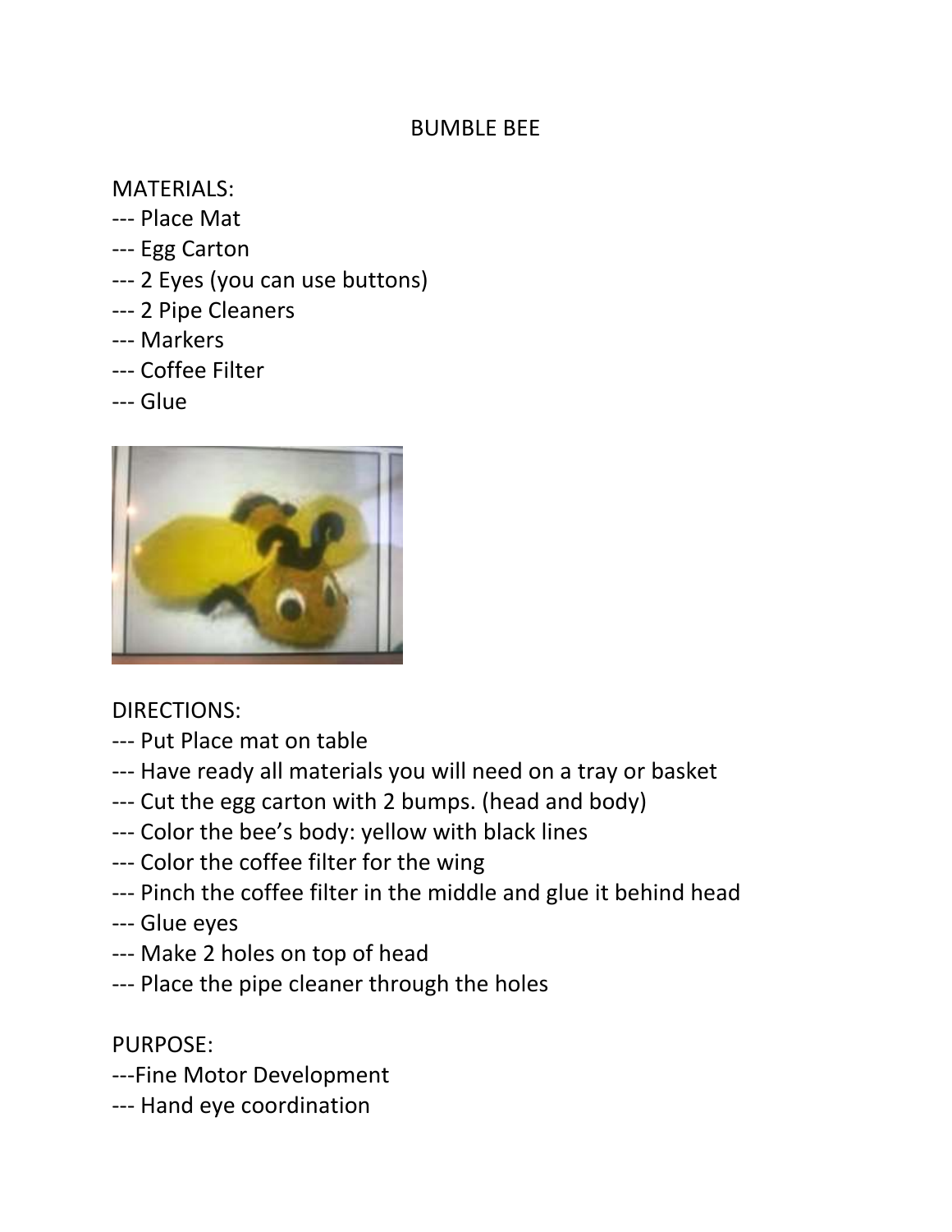# BUMBLE BEE

MATERIALS:

--- Place Mat
--- Egg Carton
--- 2 Eyes (you can use buttons)
--- 2 Pipe Cleaners
--- Markers
--- Coffee Filter
--- Glue

DIRECTIONS:

--- Put Place mat on table
--- Have ready all materials you will need on a tray or basket
--- Cut the egg carton with 2 bumps. (head and body)
--- Color the bee's body: yellow with black lines
--- Color the coffee filter for the wing
--- Pinch the coffee filter in the middle and glue it behind head
--- Glue eyes
--- Make 2 holes on top of head
--- Place the pipe cleaner through the holes

PURPOSE:

---Fine Motor Development
--- Hand eye coordination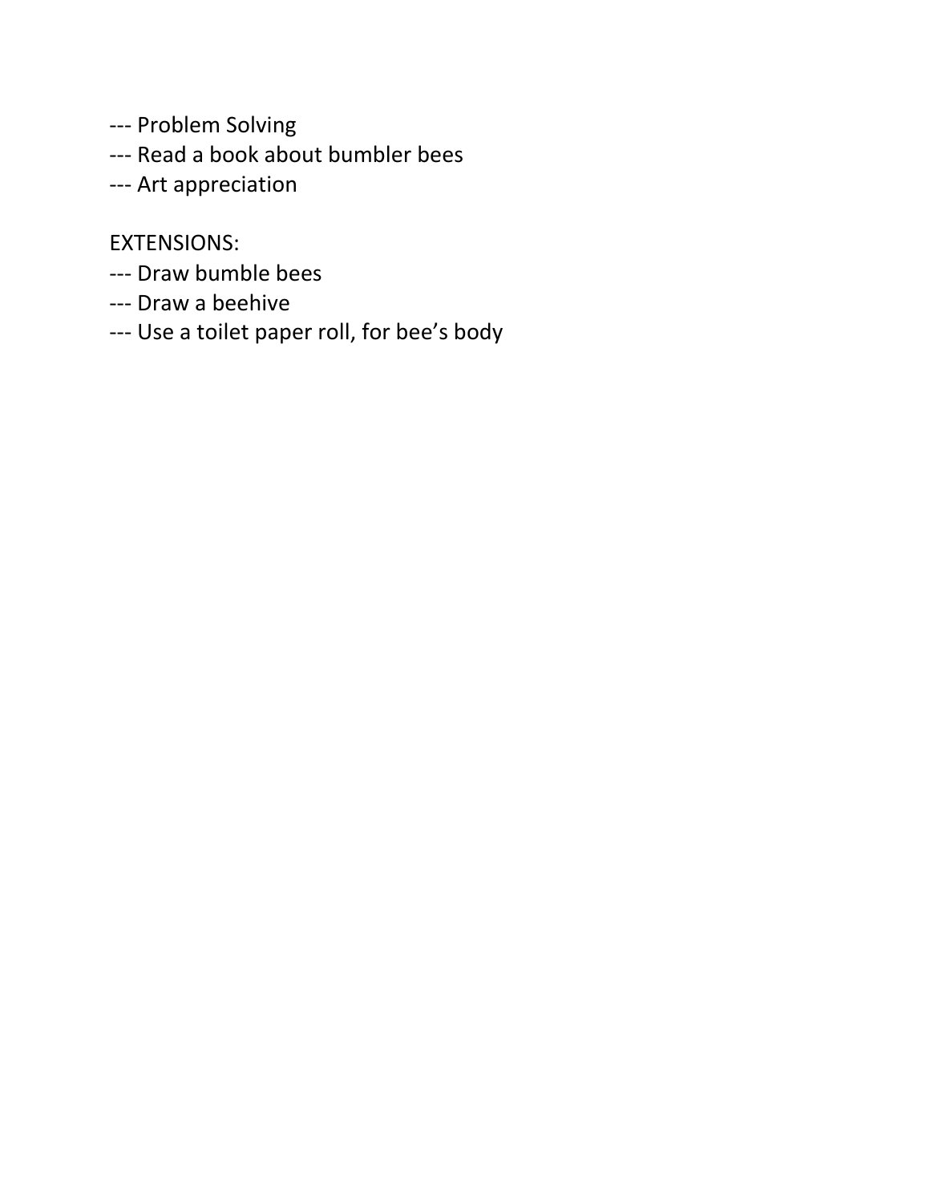--- Problem Solving
--- Read a book about bumbler bees
--- Art appreciation

EXTENSIONS:
--- Draw bumble bees
--- Draw a beehive
--- Use a toilet paper roll, for bee's body